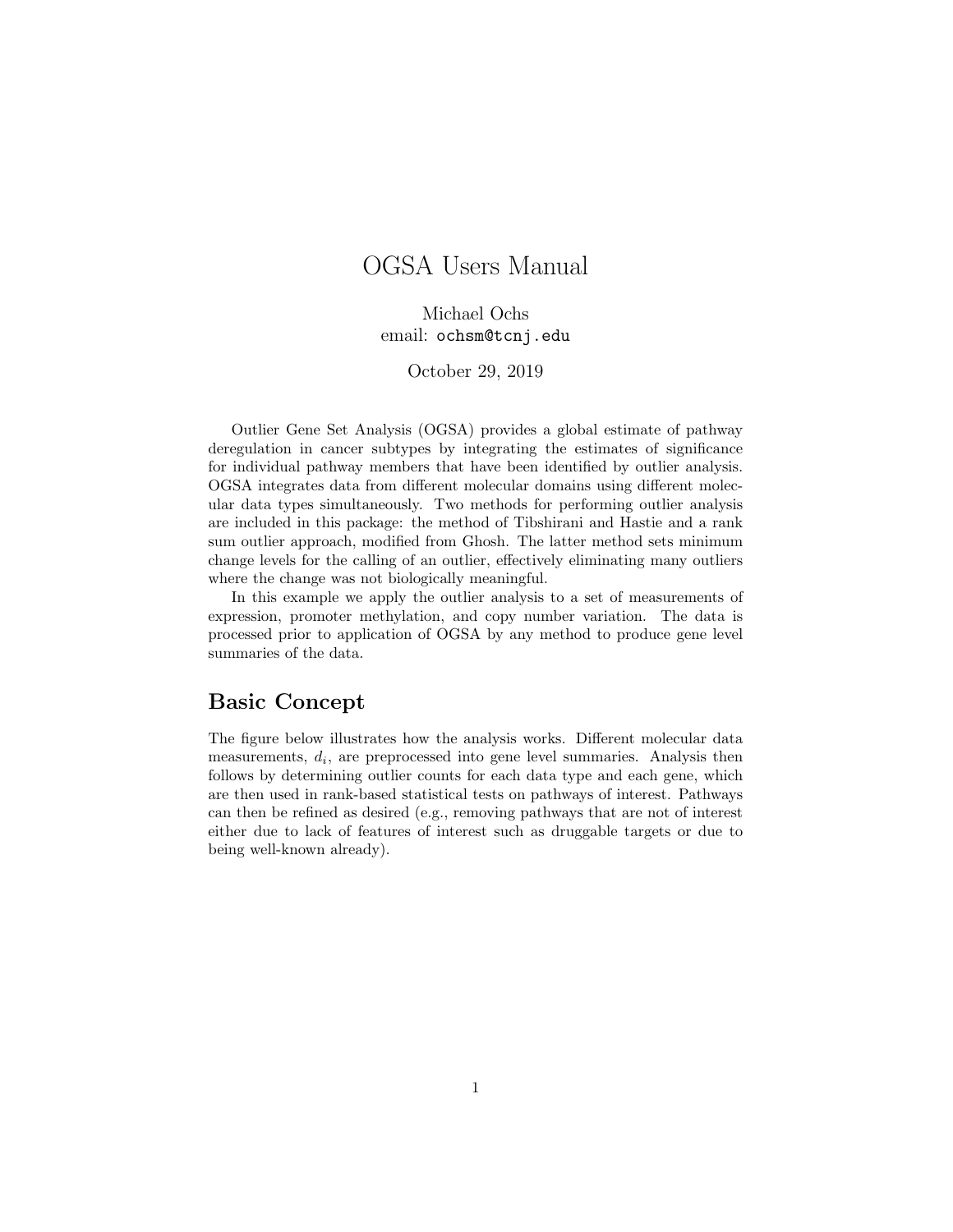# OGSA Users Manual

Michael Ochs
email: ochsm@tcnj.edu

October 29, 2019

Outlier Gene Set Analysis (OGSA) provides a global estimate of pathway deregulation in cancer subtypes by integrating the estimates of significance for individual pathway members that have been identified by outlier analysis. OGSA integrates data from different molecular domains using different molecular data types simultaneously. Two methods for performing outlier analysis are included in this package: the method of Tibshirani and Hastie and a rank sum outlier approach, modified from Ghosh. The latter method sets minimum change levels for the calling of an outlier, effectively eliminating many outliers where the change was not biologically meaningful.

In this example we apply the outlier analysis to a set of measurements of expression, promoter methylation, and copy number variation. The data is processed prior to application of OGSA by any method to produce gene level summaries of the data.

## Basic Concept

The figure below illustrates how the analysis works. Different molecular data measurements, $d_i$, are preprocessed into gene level summaries. Analysis then follows by determining outlier counts for each data type and each gene, which are then used in rank-based statistical tests on pathways of interest. Pathways can then be refined as desired (e.g., removing pathways that are not of interest either due to lack of features of interest such as druggable targets or due to being well-known already).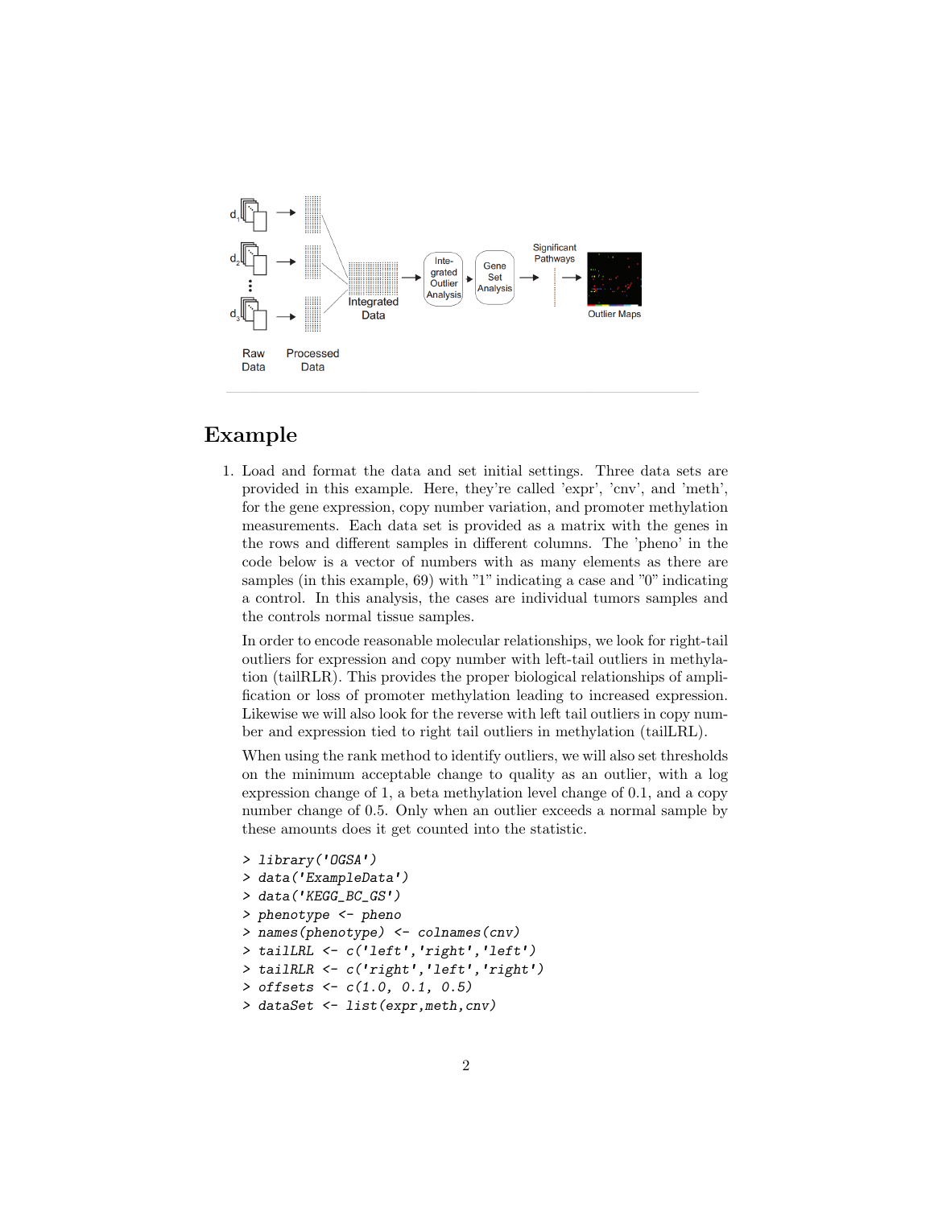## Example

1. Load and format the data and set initial settings. Three data sets are provided in this example. Here, they're called 'expr', 'cnv', and 'meth', for the gene expression, copy number variation, and promoter methylation measurements. Each data set is provided as a matrix with the genes in the rows and different samples in different columns. The 'pheno' in the code below is a vector of numbers with as many elements as there are samples (in this example, 69) with "1" indicating a case and "0" indicating a control. In this analysis, the cases are individual tumors samples and the controls normal tissue samples.

   In order to encode reasonable molecular relationships, we look for right-tail outliers for expression and copy number with left-tail outliers in methylation (tailRLR). This provides the proper biological relationships of amplification or loss of promoter methylation leading to increased expression. Likewise we will also look for the reverse with left tail outliers in copy number and expression tied to right tail outliers in methylation (tailLRL).

   When using the rank method to identify outliers, we will also set thresholds on the minimum acceptable change to quality as an outlier, with a log expression change of 1, a beta methylation level change of 0.1, and a copy number change of 0.5. Only when an outlier exceeds a normal sample by these amounts does it get counted into the statistic.

```
> library('OGSA')
> data('ExampleData')
> data('KEGG_BC_GS')
> phenotype <- pheno
> names(phenotype) <- colnames(cnv)
> tailLRL <- c('left','right','left')
> tailRLR <- c('right','left','right')
> offsets <- c(1.0, 0.1, 0.5)
> dataSet <- list(expr,meth,cnv)
```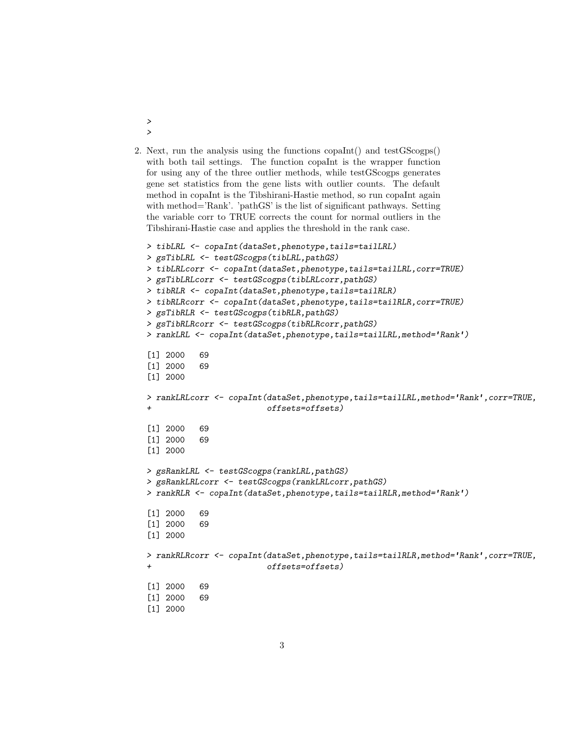```
>
>
```

2. Next, run the analysis using the functions copaInt() and testGScogps() with both tail settings. The function copaInt is the wrapper function for using any of the three outlier methods, while testGScogps generates gene set statistics from the gene lists with outlier counts. The default method in copaInt is the Tibshirani-Hastie method, so run copaInt again with method='Rank'. 'pathGS' is the list of significant pathways. Setting the variable corr to TRUE corrects the count for normal outliers in the Tibshirani-Hastie case and applies the threshold in the rank case.

```
> tibLRL <- copaInt(dataSet,phenotype,tails=tailLRL)
> gsTibLRL <- testGScogps(tibLRL,pathGS)
> tibLRLcorr <- copaInt(dataSet,phenotype,tails=tailLRL,corr=TRUE)
> gsTibLRLcorr <- testGScogps(tibLRLcorr,pathGS)
> tibRLR <- copaInt(dataSet,phenotype,tails=tailRLR)
> tibRLRcorr <- copaInt(dataSet,phenotype,tails=tailRLR,corr=TRUE)
> gsTibRLR <- testGScogps(tibRLR,pathGS)
> gsTibRLRcorr <- testGScogps(tibRLRcorr,pathGS)
> rankLRL <- copaInt(dataSet,phenotype,tails=tailLRL,method='Rank')

[1] 2000   69
[1] 2000   69
[1] 2000

> rankLRLcorr <- copaInt(dataSet,phenotype,tails=tailLRL,method='Rank',corr=TRUE,
+                        offsets=offsets)

[1] 2000   69
[1] 2000   69
[1] 2000

> gsRankLRL <- testGScogps(rankLRL,pathGS)
> gsRankLRLcorr <- testGScogps(rankLRLcorr,pathGS)
> rankRLR <- copaInt(dataSet,phenotype,tails=tailRLR,method='Rank')

[1] 2000   69
[1] 2000   69
[1] 2000

> rankRLRcorr <- copaInt(dataSet,phenotype,tails=tailRLR,method='Rank',corr=TRUE,
+                        offsets=offsets)

[1] 2000   69
[1] 2000   69
[1] 2000
```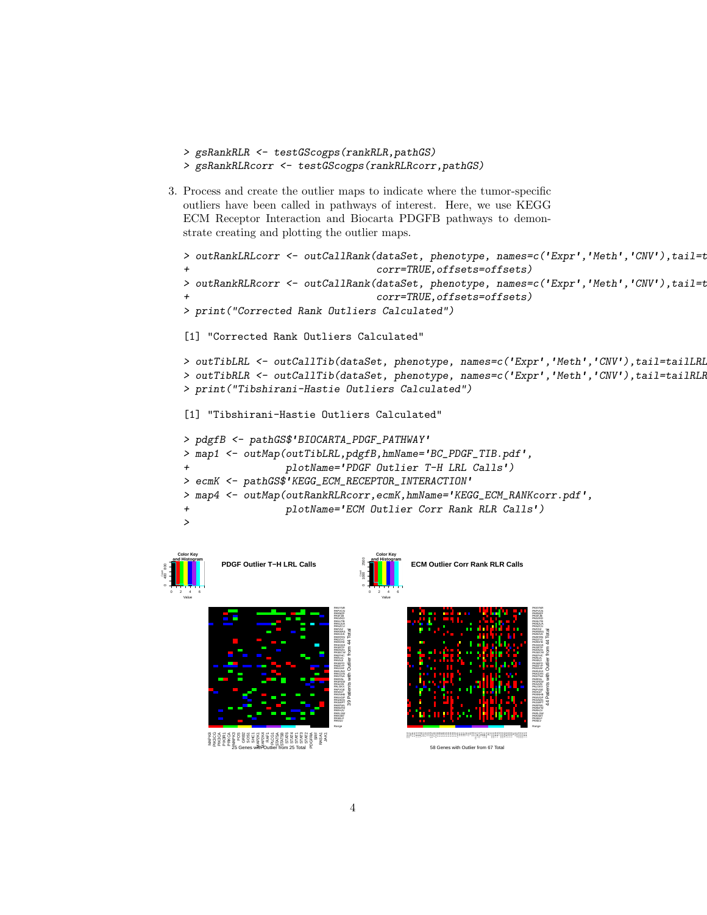```
> gsRankRLR <- testGScogps(rankRLR,pathGS)
> gsRankRLRcorr <- testGScogps(rankRLRcorr,pathGS)
```

3. Process and create the outlier maps to indicate where the tumor-specific outliers have been called in pathways of interest. Here, we use KEGG ECM Receptor Interaction and Biocarta PDGFB pathways to demonstrate creating and plotting the outlier maps.

```
> outRankLRLcorr <- outCallRank(dataSet, phenotype, names=c('Expr','Meth','CNV'),tail=t
+                               corr=TRUE,offsets=offsets)
> outRankRLRcorr <- outCallRank(dataSet, phenotype, names=c('Expr','Meth','CNV'),tail=t
+                               corr=TRUE,offsets=offsets)
> print("Corrected Rank Outliers Calculated")

[1] "Corrected Rank Outliers Calculated"

> outTibLRL <- outCallTib(dataSet, phenotype, names=c('Expr','Meth','CNV'),tail=tailLRL
> outTibRLR <- outCallTib(dataSet, phenotype, names=c('Expr','Meth','CNV'),tail=tailRLR
> print("Tibshirani-Hastie Outliers Calculated")

[1] "Tibshirani-Hastie Outliers Calculated"

> pdgfB <- pathGS$'BIOCARTA_PDGF_PATHWAY'
> map1 <- outMap(outTibLRL,pdgfB,hmName='BC_PDGF_TIB.pdf',
+                plotName='PDGF Outlier T-H LRL Calls')
> ecmK <- pathGS$'KEGG_ECM_RECEPTOR_INTERACTION'
> map4 <- outMap(outRankRLRcorr,ecmK,hmName='KEGG_ECM_RANKcorr.pdf',
+                plotName='ECM Outlier Corr Rank RLR Calls')
>
```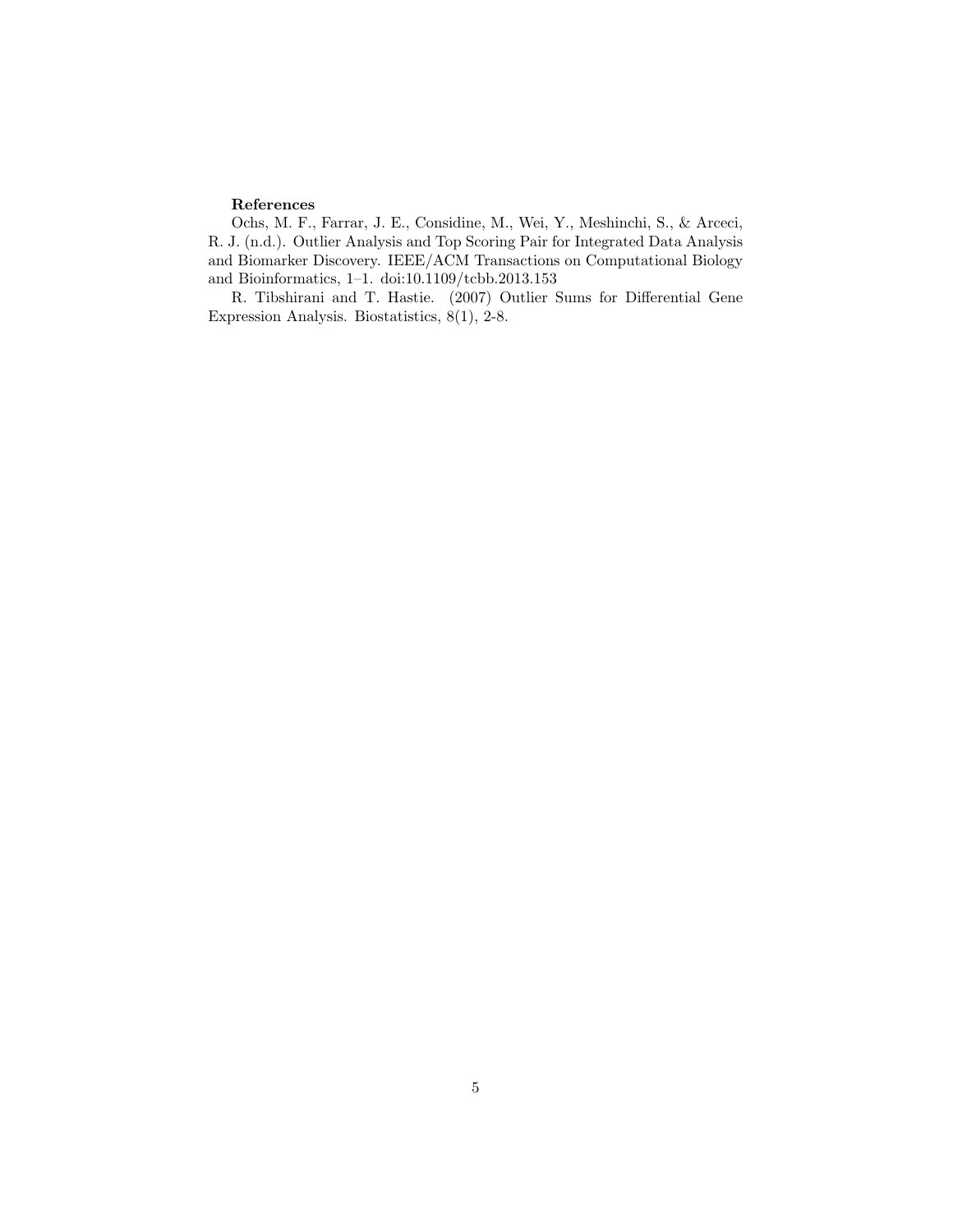**References**

Ochs, M. F., Farrar, J. E., Considine, M., Wei, Y., Meshinchi, S., & Arceci, R. J. (n.d.). Outlier Analysis and Top Scoring Pair for Integrated Data Analysis and Biomarker Discovery. IEEE/ACM Transactions on Computational Biology and Bioinformatics, 1–1. doi:10.1109/tcbb.2013.153

R. Tibshirani and T. Hastie. (2007) Outlier Sums for Differential Gene Expression Analysis. Biostatistics, 8(1), 2-8.